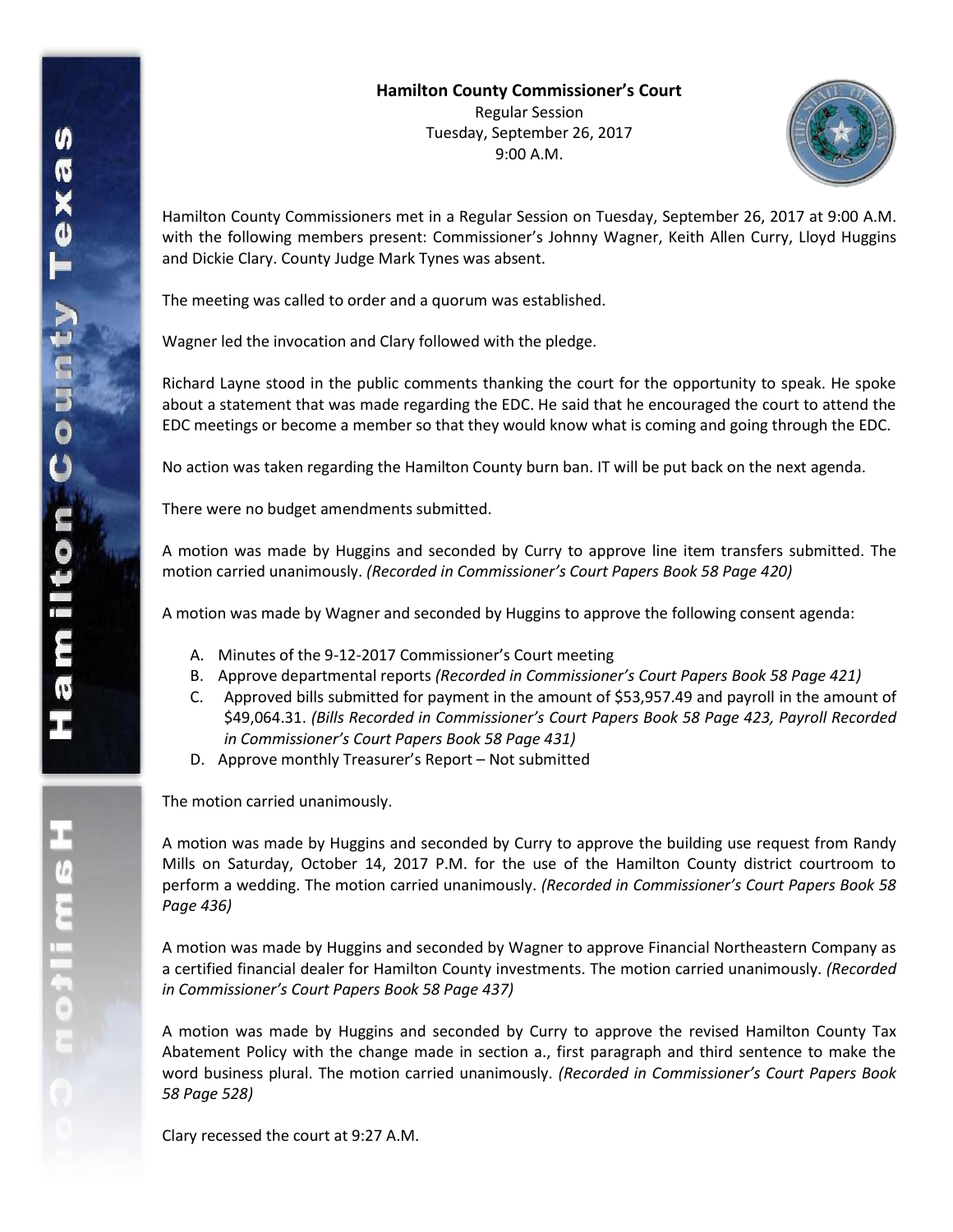**Hamilton County Commissioner's Court**

Regular Session

Tuesday, September 26, 2017

9:00 A.M.

Hamilton County Commissioners met in a Regular Session on Tuesday, September 26, 2017 at 9:00 A.M. with the following members present: Commissioner's Johnny Wagner, Keith Allen Curry, Lloyd Huggins and Dickie Clary. County Judge Mark Tynes was absent.

The meeting was called to order and a quorum was established.

Wagner led the invocation and Clary followed with the pledge.

Richard Layne stood in the public comments thanking the court for the opportunity to speak. He spoke about a statement that was made regarding the EDC. He said that he encouraged the court to attend the EDC meetings or become a member so that they would know what is coming and going through the EDC.

No action was taken regarding the Hamilton County burn ban. IT will be put back on the next agenda.

There were no budget amendments submitted.

A motion was made by Huggins and seconded by Curry to approve line item transfers submitted. The motion carried unanimously. *(Recorded in Commissioner's Court Papers Book 58 Page 420)*

A motion was made by Wagner and seconded by Huggins to approve the following consent agenda:

A. Minutes of the 9-12-2017 Commissioner's Court meeting
B. Approve departmental reports *(Recorded in Commissioner's Court Papers Book 58 Page 421)*
C. Approved bills submitted for payment in the amount of $53,957.49 and payroll in the amount of $49,064.31. *(Bills Recorded in Commissioner's Court Papers Book 58 Page 423, Payroll Recorded in Commissioner's Court Papers Book 58 Page 431)*
D. Approve monthly Treasurer's Report – Not submitted

The motion carried unanimously.

A motion was made by Huggins and seconded by Curry to approve the building use request from Randy Mills on Saturday, October 14, 2017 P.M. for the use of the Hamilton County district courtroom to perform a wedding. The motion carried unanimously. *(Recorded in Commissioner's Court Papers Book 58 Page 436)*

A motion was made by Huggins and seconded by Wagner to approve Financial Northeastern Company as a certified financial dealer for Hamilton County investments. The motion carried unanimously. *(Recorded in Commissioner's Court Papers Book 58 Page 437)*

A motion was made by Huggins and seconded by Curry to approve the revised Hamilton County Tax Abatement Policy with the change made in section a., first paragraph and third sentence to make the word business plural. The motion carried unanimously. *(Recorded in Commissioner's Court Papers Book 58 Page 528)*

Clary recessed the court at 9:27 A.M.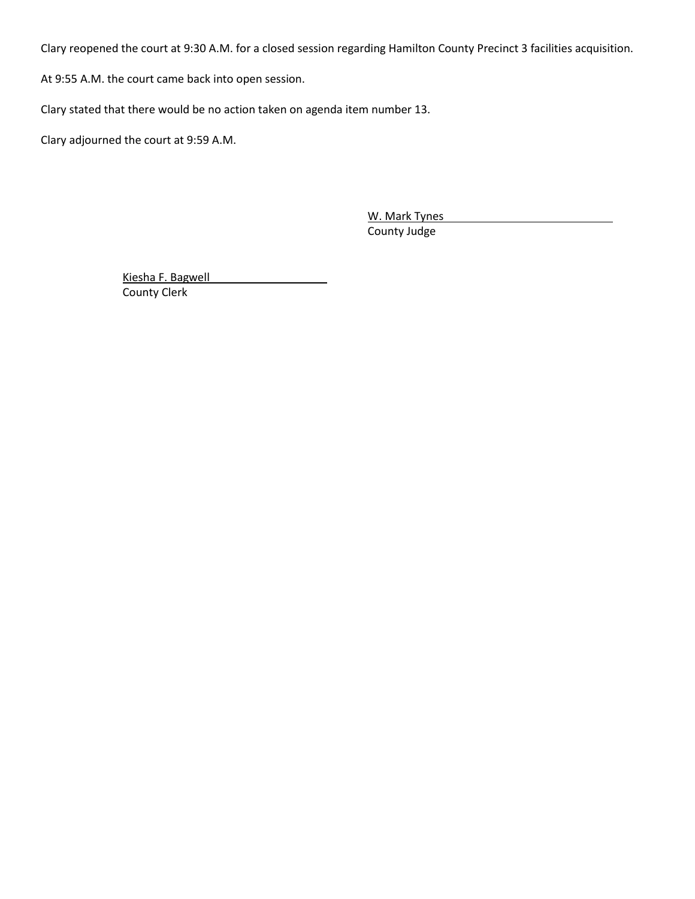Clary reopened the court at 9:30 A.M. for a closed session regarding Hamilton County Precinct 3 facilities acquisition.

At 9:55 A.M. the court came back into open session.

Clary stated that there would be no action taken on agenda item number 13.

Clary adjourned the court at 9:59 A.M.

W. Mark Tynes
County Judge

Kiesha F. Bagwell
County Clerk